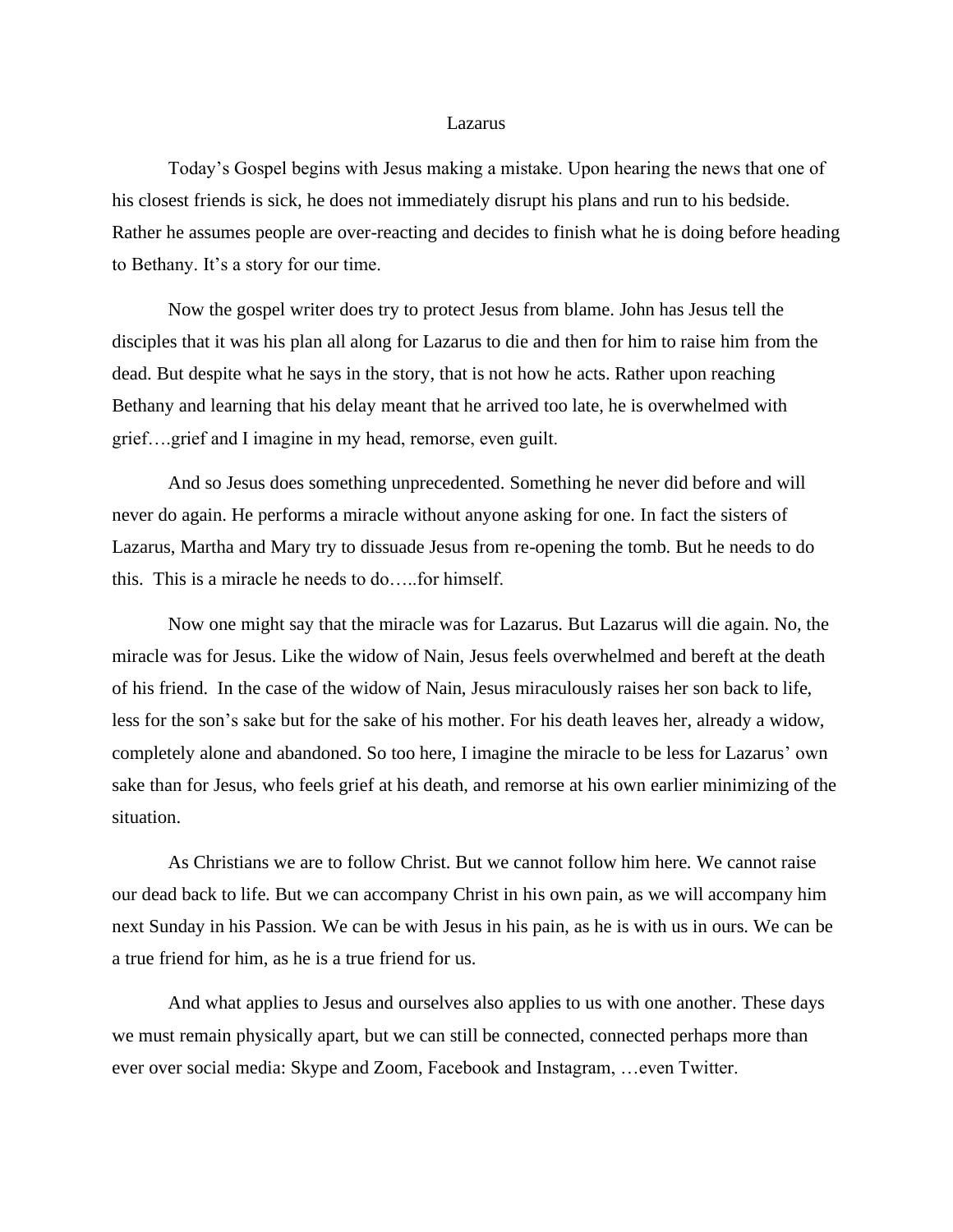# Lazarus

Today's Gospel begins with Jesus making a mistake. Upon hearing the news that one of his closest friends is sick, he does not immediately disrupt his plans and run to his bedside. Rather he assumes people are over-reacting and decides to finish what he is doing before heading to Bethany. It's a story for our time.

Now the gospel writer does try to protect Jesus from blame. John has Jesus tell the disciples that it was his plan all along for Lazarus to die and then for him to raise him from the dead. But despite what he says in the story, that is not how he acts. Rather upon reaching Bethany and learning that his delay meant that he arrived too late, he is overwhelmed with grief….grief and I imagine in my head, remorse, even guilt.

And so Jesus does something unprecedented. Something he never did before and will never do again. He performs a miracle without anyone asking for one. In fact the sisters of Lazarus, Martha and Mary try to dissuade Jesus from re-opening the tomb. But he needs to do this. This is a miracle he needs to do…..for himself.

Now one might say that the miracle was for Lazarus. But Lazarus will die again. No, the miracle was for Jesus. Like the widow of Nain, Jesus feels overwhelmed and bereft at the death of his friend. In the case of the widow of Nain, Jesus miraculously raises her son back to life, less for the son's sake but for the sake of his mother. For his death leaves her, already a widow, completely alone and abandoned. So too here, I imagine the miracle to be less for Lazarus' own sake than for Jesus, who feels grief at his death, and remorse at his own earlier minimizing of the situation.

As Christians we are to follow Christ. But we cannot follow him here. We cannot raise our dead back to life. But we can accompany Christ in his own pain, as we will accompany him next Sunday in his Passion. We can be with Jesus in his pain, as he is with us in ours. We can be a true friend for him, as he is a true friend for us.

And what applies to Jesus and ourselves also applies to us with one another. These days we must remain physically apart, but we can still be connected, connected perhaps more than ever over social media: Skype and Zoom, Facebook and Instagram, …even Twitter.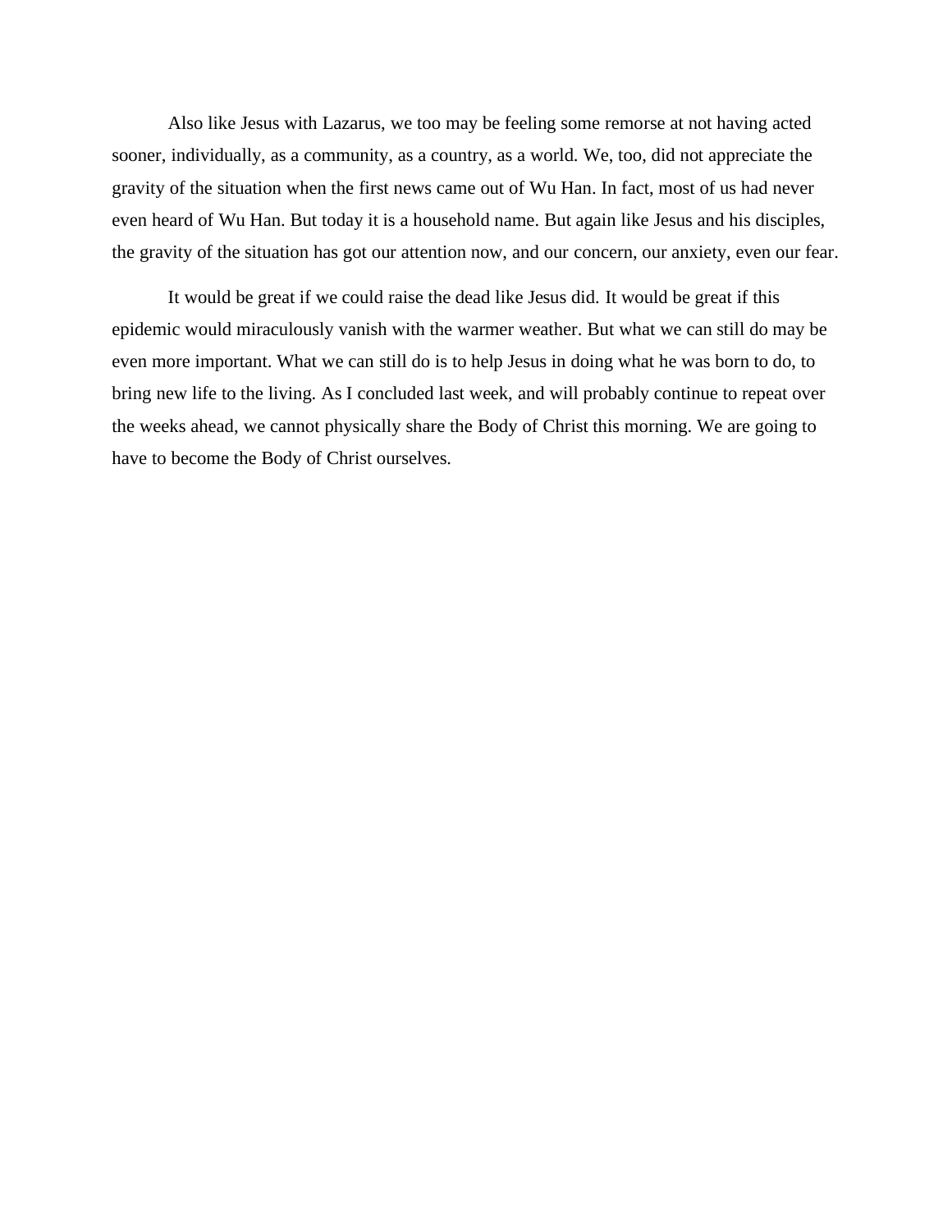Also like Jesus with Lazarus, we too may be feeling some remorse at not having acted sooner, individually, as a community, as a country, as a world. We, too, did not appreciate the gravity of the situation when the first news came out of Wu Han. In fact, most of us had never even heard of Wu Han. But today it is a household name. But again like Jesus and his disciples, the gravity of the situation has got our attention now, and our concern, our anxiety, even our fear.

It would be great if we could raise the dead like Jesus did. It would be great if this epidemic would miraculously vanish with the warmer weather. But what we can still do may be even more important. What we can still do is to help Jesus in doing what he was born to do, to bring new life to the living. As I concluded last week, and will probably continue to repeat over the weeks ahead, we cannot physically share the Body of Christ this morning. We are going to have to become the Body of Christ ourselves.